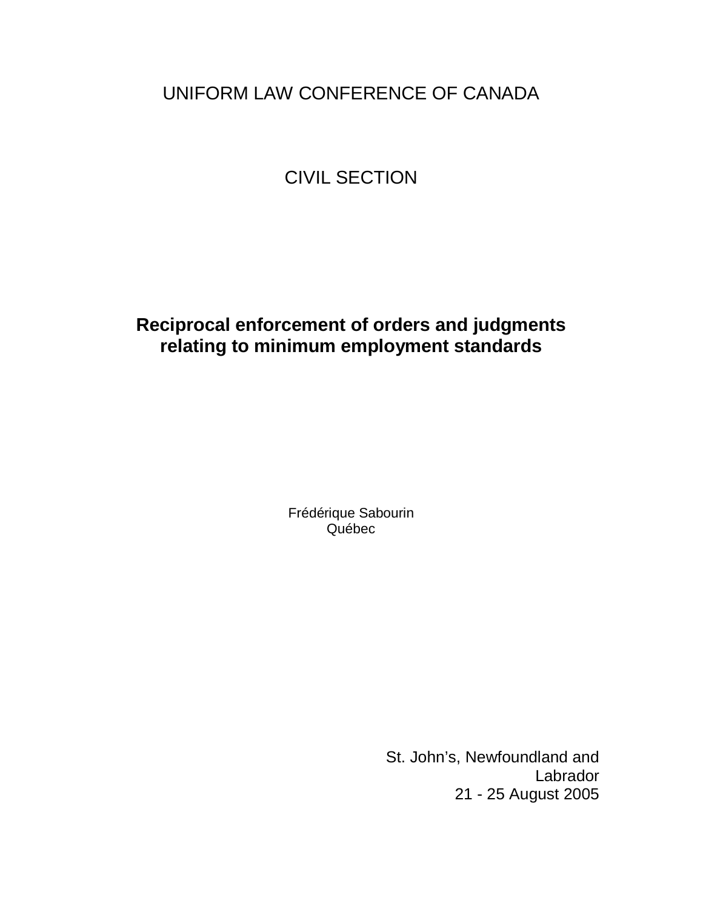UNIFORM LAW CONFERENCE OF CANADA

CIVIL SECTION

# Reciprocal enforcement of orders and judgments relating to minimum employment standards

Frédérique Sabourin
Québec

St. John's, Newfoundland and Labrador
21 - 25 August 2005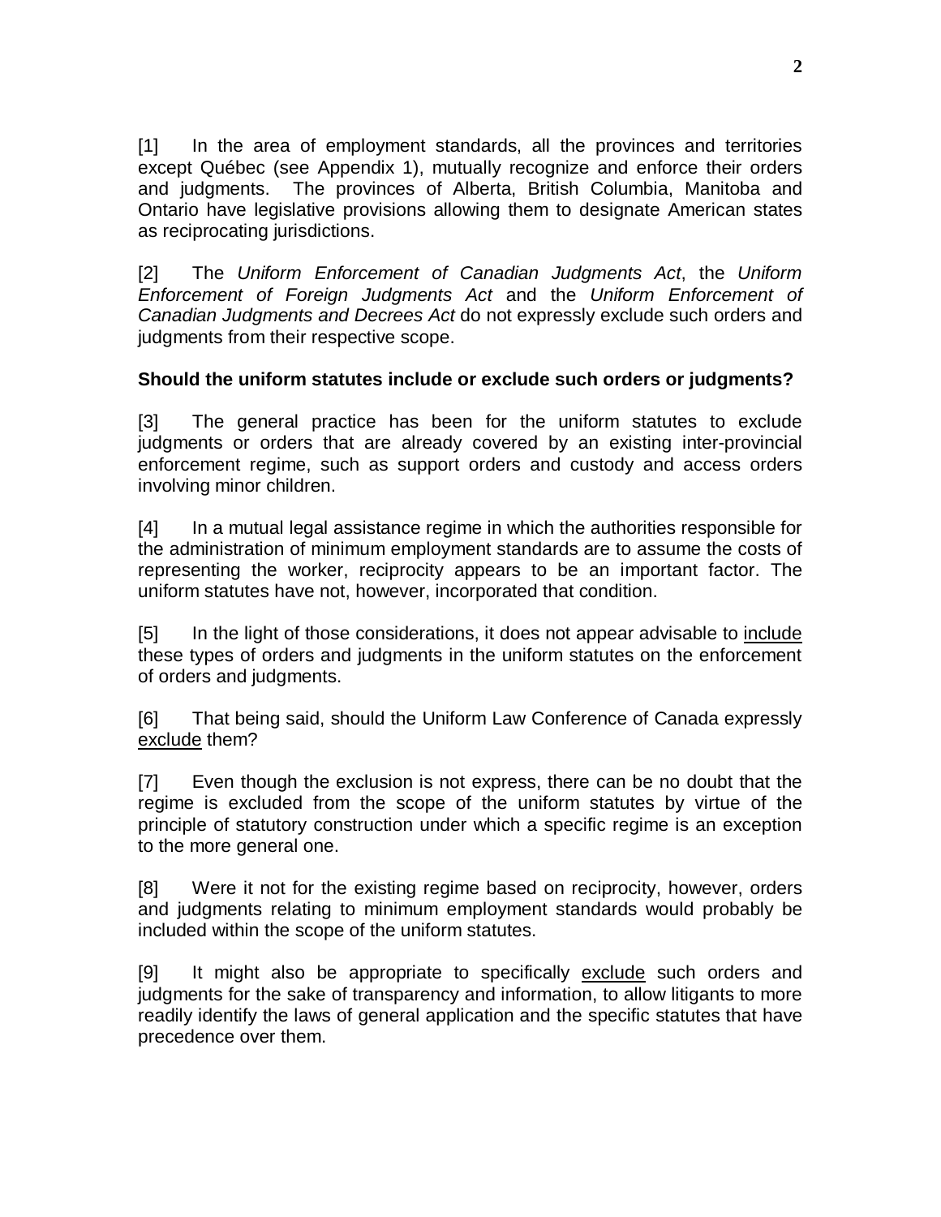[1] In the area of employment standards, all the provinces and territories except Québec (see Appendix 1), mutually recognize and enforce their orders and judgments. The provinces of Alberta, British Columbia, Manitoba and Ontario have legislative provisions allowing them to designate American states as reciprocating jurisdictions.

[2] The *Uniform Enforcement of Canadian Judgments Act*, the *Uniform Enforcement of Foreign Judgments Act* and the *Uniform Enforcement of Canadian Judgments and Decrees Act* do not expressly exclude such orders and judgments from their respective scope.

**Should the uniform statutes include or exclude such orders or judgments?**

[3] The general practice has been for the uniform statutes to exclude judgments or orders that are already covered by an existing inter-provincial enforcement regime, such as support orders and custody and access orders involving minor children.

[4] In a mutual legal assistance regime in which the authorities responsible for the administration of minimum employment standards are to assume the costs of representing the worker, reciprocity appears to be an important factor. The uniform statutes have not, however, incorporated that condition.

[5] In the light of those considerations, it does not appear advisable to <u>include</u> these types of orders and judgments in the uniform statutes on the enforcement of orders and judgments.

[6] That being said, should the Uniform Law Conference of Canada expressly <u>exclude</u> them?

[7] Even though the exclusion is not express, there can be no doubt that the regime is excluded from the scope of the uniform statutes by virtue of the principle of statutory construction under which a specific regime is an exception to the more general one.

[8] Were it not for the existing regime based on reciprocity, however, orders and judgments relating to minimum employment standards would probably be included within the scope of the uniform statutes.

[9] It might also be appropriate to specifically <u>exclude</u> such orders and judgments for the sake of transparency and information, to allow litigants to more readily identify the laws of general application and the specific statutes that have precedence over them.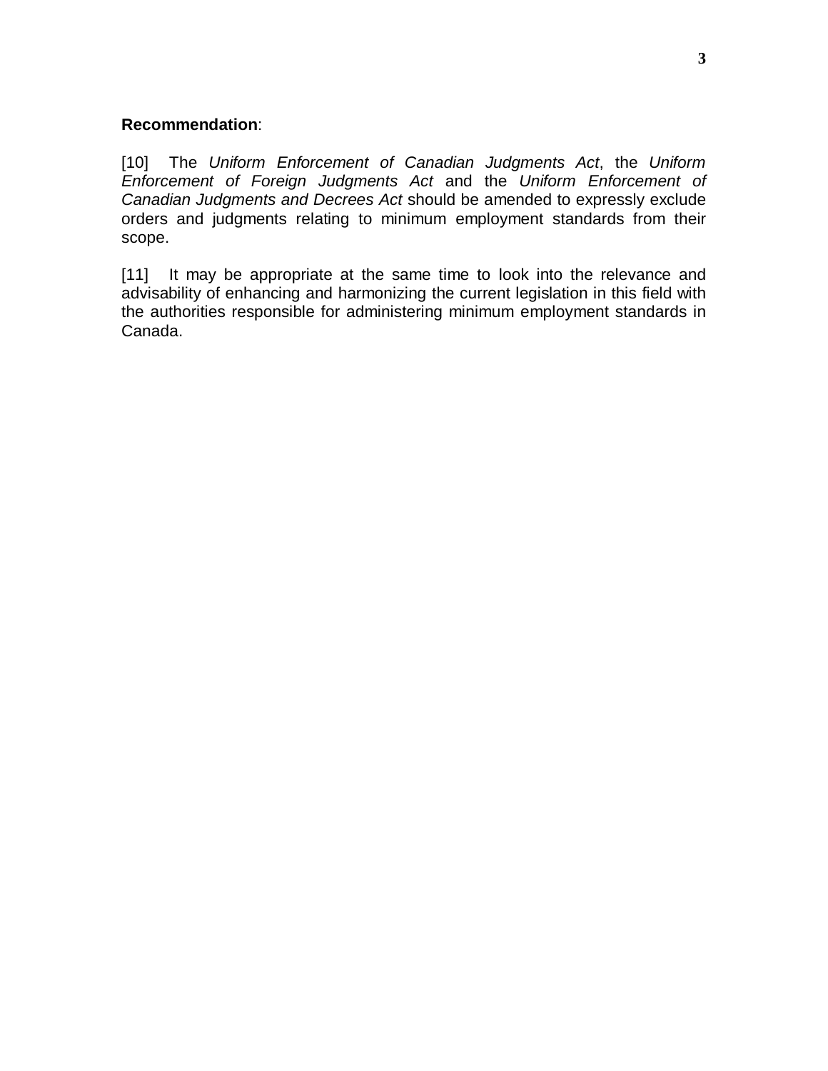**Recommendation**:

[10] The *Uniform Enforcement of Canadian Judgments Act*, the *Uniform Enforcement of Foreign Judgments Act* and the *Uniform Enforcement of Canadian Judgments and Decrees Act* should be amended to expressly exclude orders and judgments relating to minimum employment standards from their scope.

[11] It may be appropriate at the same time to look into the relevance and advisability of enhancing and harmonizing the current legislation in this field with the authorities responsible for administering minimum employment standards in Canada.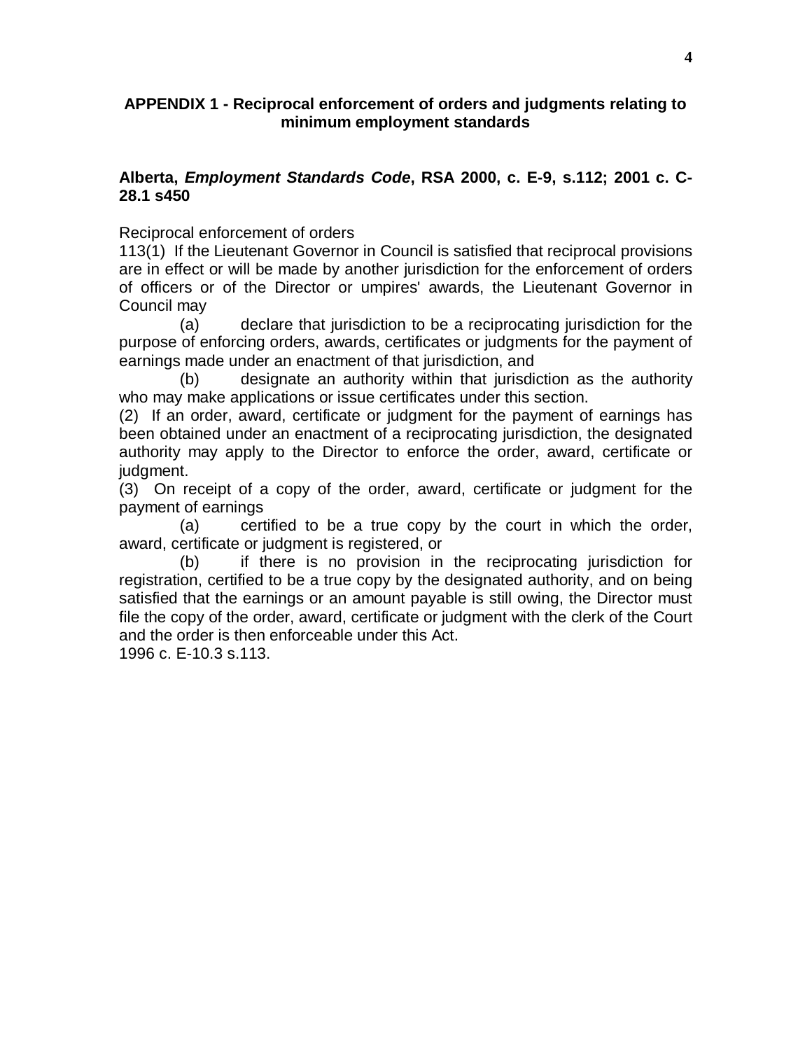## APPENDIX 1 - Reciprocal enforcement of orders and judgments relating to minimum employment standards

### Alberta, *Employment Standards Code*, RSA 2000, c. E-9, s.112; 2001 c. C-28.1 s450

Reciprocal enforcement of orders

113(1) If the Lieutenant Governor in Council is satisfied that reciprocal provisions are in effect or will be made by another jurisdiction for the enforcement of orders of officers or of the Director or umpires' awards, the Lieutenant Governor in Council may

(a) declare that jurisdiction to be a reciprocating jurisdiction for the purpose of enforcing orders, awards, certificates or judgments for the payment of earnings made under an enactment of that jurisdiction, and

(b) designate an authority within that jurisdiction as the authority who may make applications or issue certificates under this section.

(2) If an order, award, certificate or judgment for the payment of earnings has been obtained under an enactment of a reciprocating jurisdiction, the designated authority may apply to the Director to enforce the order, award, certificate or judgment.

(3) On receipt of a copy of the order, award, certificate or judgment for the payment of earnings

(a) certified to be a true copy by the court in which the order, award, certificate or judgment is registered, or

(b) if there is no provision in the reciprocating jurisdiction for registration, certified to be a true copy by the designated authority, and on being satisfied that the earnings or an amount payable is still owing, the Director must file the copy of the order, award, certificate or judgment with the clerk of the Court and the order is then enforceable under this Act.

1996 c. E-10.3 s.113.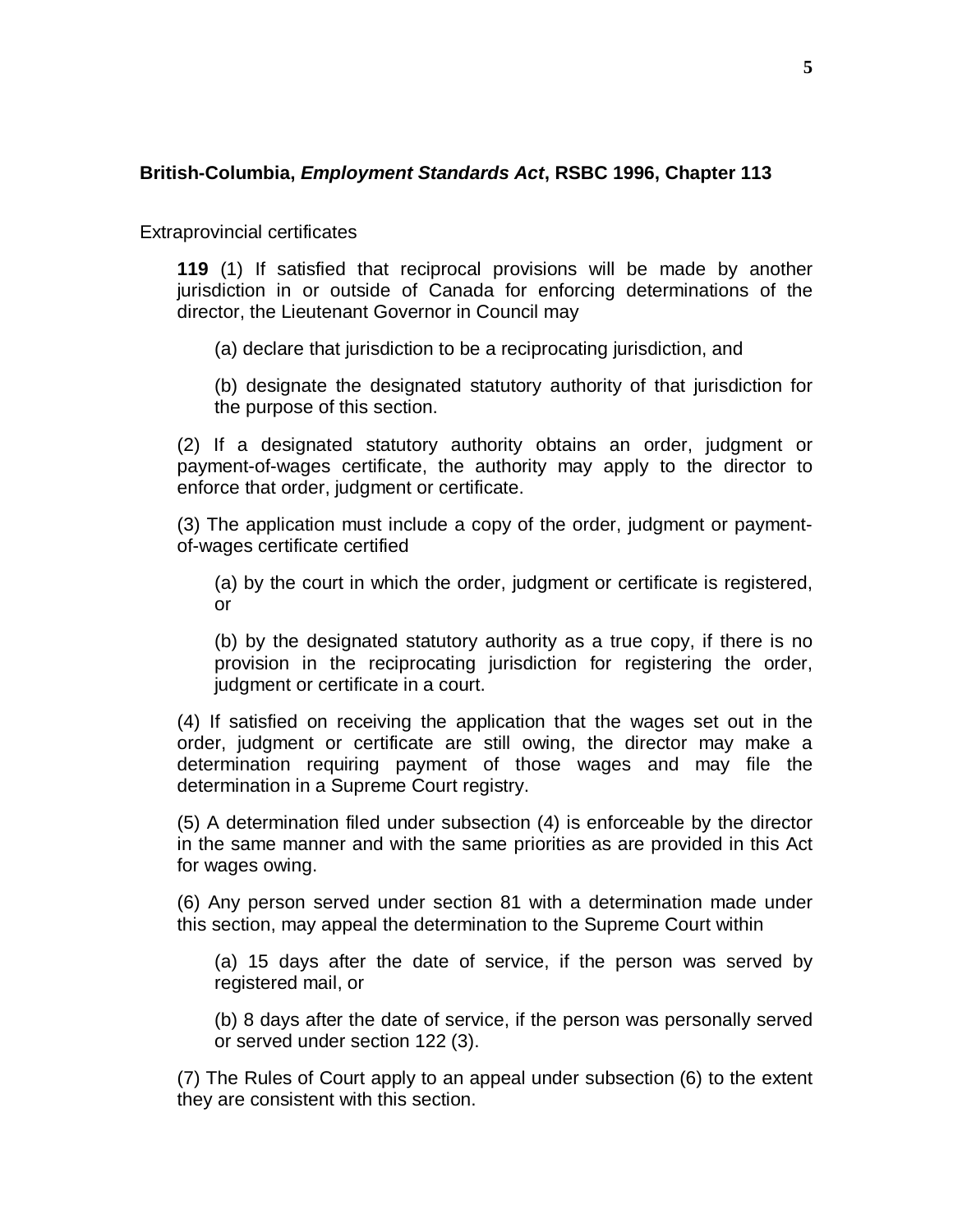**British-Columbia, *Employment Standards Act*, RSBC 1996, Chapter 113**

Extraprovincial certificates

**119** (1) If satisfied that reciprocal provisions will be made by another jurisdiction in or outside of Canada for enforcing determinations of the director, the Lieutenant Governor in Council may

(a) declare that jurisdiction to be a reciprocating jurisdiction, and

(b) designate the designated statutory authority of that jurisdiction for the purpose of this section.

(2) If a designated statutory authority obtains an order, judgment or payment-of-wages certificate, the authority may apply to the director to enforce that order, judgment or certificate.

(3) The application must include a copy of the order, judgment or payment-of-wages certificate certified

(a) by the court in which the order, judgment or certificate is registered, or

(b) by the designated statutory authority as a true copy, if there is no provision in the reciprocating jurisdiction for registering the order, judgment or certificate in a court.

(4) If satisfied on receiving the application that the wages set out in the order, judgment or certificate are still owing, the director may make a determination requiring payment of those wages and may file the determination in a Supreme Court registry.

(5) A determination filed under subsection (4) is enforceable by the director in the same manner and with the same priorities as are provided in this Act for wages owing.

(6) Any person served under section 81 with a determination made under this section, may appeal the determination to the Supreme Court within

(a) 15 days after the date of service, if the person was served by registered mail, or

(b) 8 days after the date of service, if the person was personally served or served under section 122 (3).

(7) The Rules of Court apply to an appeal under subsection (6) to the extent they are consistent with this section.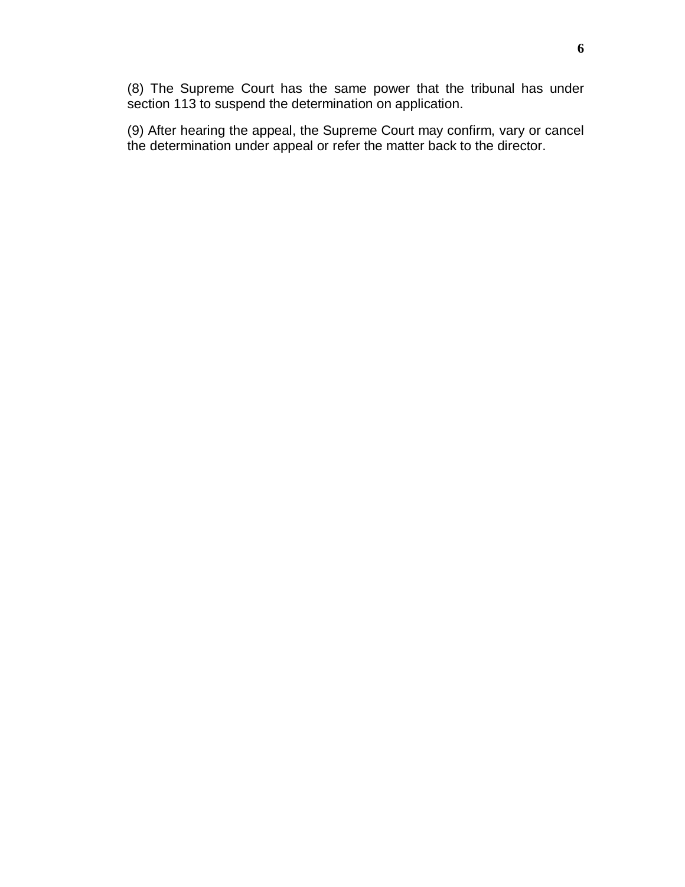(8) The Supreme Court has the same power that the tribunal has under section 113 to suspend the determination on application.

(9) After hearing the appeal, the Supreme Court may confirm, vary or cancel the determination under appeal or refer the matter back to the director.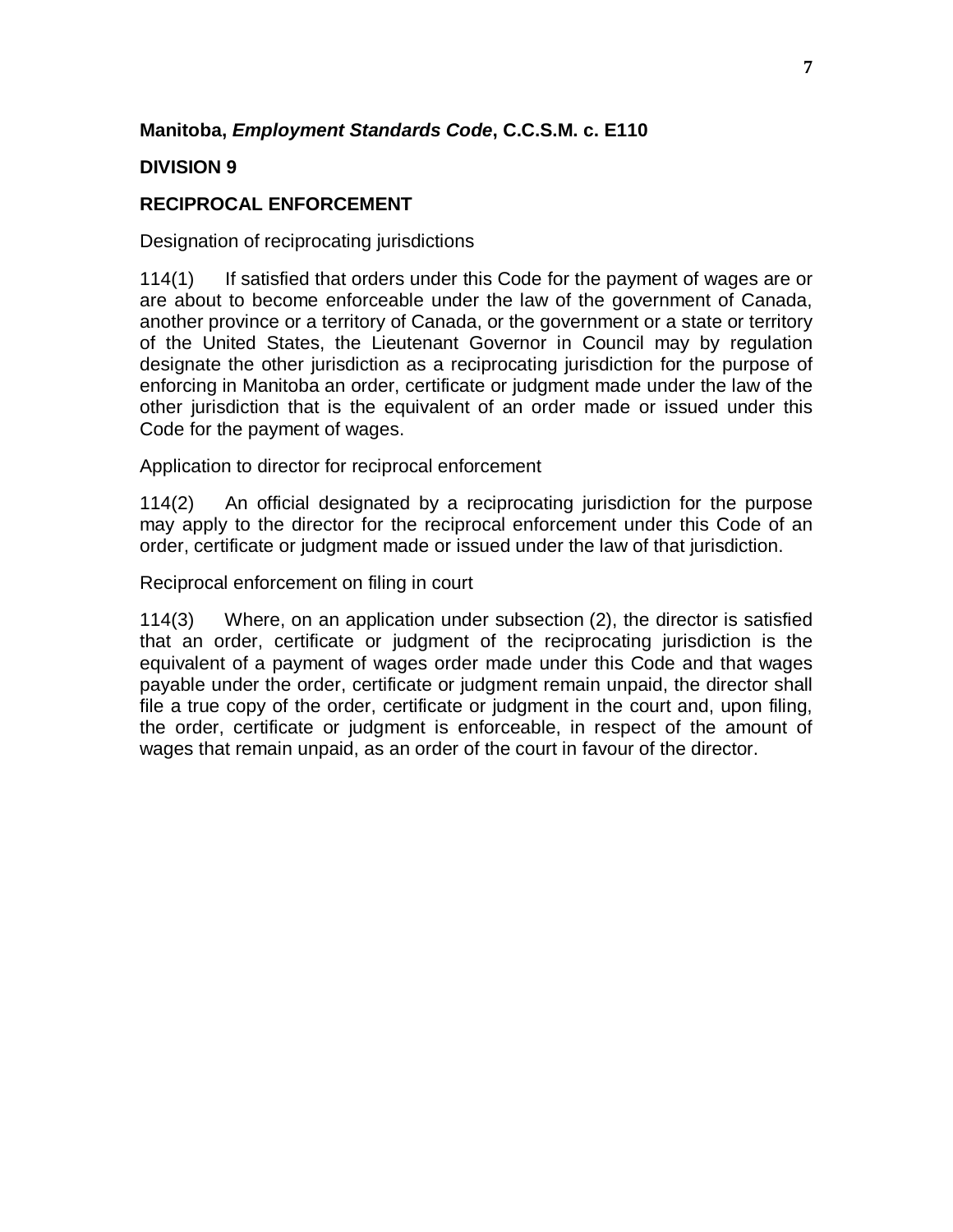**Manitoba, *Employment Standards Code*, C.C.S.M. c. E110**

**DIVISION 9**

**RECIPROCAL ENFORCEMENT**

Designation of reciprocating jurisdictions

114(1) If satisfied that orders under this Code for the payment of wages are or are about to become enforceable under the law of the government of Canada, another province or a territory of Canada, or the government or a state or territory of the United States, the Lieutenant Governor in Council may by regulation designate the other jurisdiction as a reciprocating jurisdiction for the purpose of enforcing in Manitoba an order, certificate or judgment made under the law of the other jurisdiction that is the equivalent of an order made or issued under this Code for the payment of wages.

Application to director for reciprocal enforcement

114(2) An official designated by a reciprocating jurisdiction for the purpose may apply to the director for the reciprocal enforcement under this Code of an order, certificate or judgment made or issued under the law of that jurisdiction.

Reciprocal enforcement on filing in court

114(3) Where, on an application under subsection (2), the director is satisfied that an order, certificate or judgment of the reciprocating jurisdiction is the equivalent of a payment of wages order made under this Code and that wages payable under the order, certificate or judgment remain unpaid, the director shall file a true copy of the order, certificate or judgment in the court and, upon filing, the order, certificate or judgment is enforceable, in respect of the amount of wages that remain unpaid, as an order of the court in favour of the director.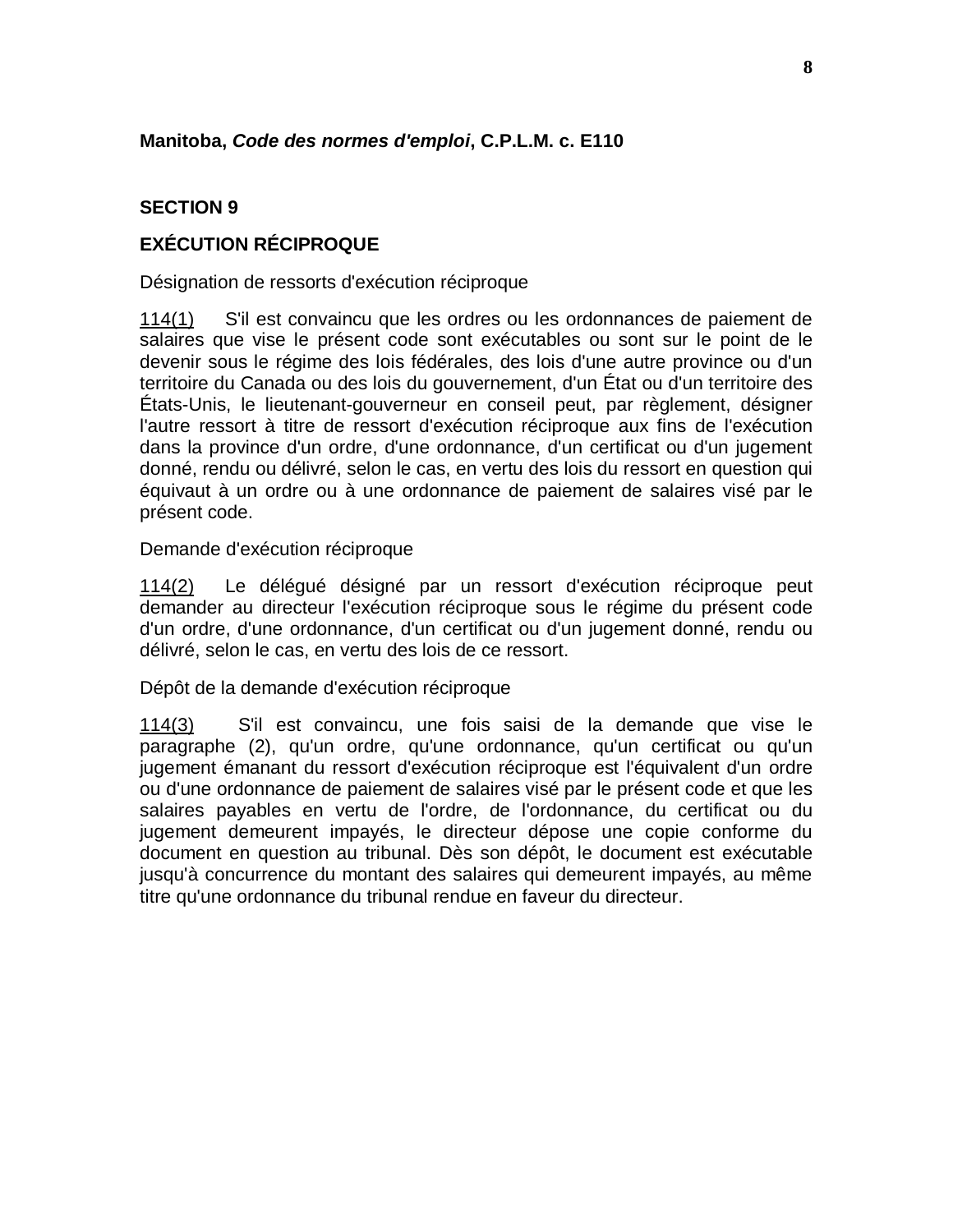**Manitoba, *Code des normes d'emploi*, C.P.L.M. c. E110**

**SECTION 9**

**EXÉCUTION RÉCIPROQUE**

Désignation de ressorts d'exécution réciproque

<u>114(1)</u> S'il est convaincu que les ordres ou les ordonnances de paiement de salaires que vise le présent code sont exécutables ou sont sur le point de le devenir sous le régime des lois fédérales, des lois d'une autre province ou d'un territoire du Canada ou des lois du gouvernement, d'un État ou d'un territoire des États-Unis, le lieutenant-gouverneur en conseil peut, par règlement, désigner l'autre ressort à titre de ressort d'exécution réciproque aux fins de l'exécution dans la province d'un ordre, d'une ordonnance, d'un certificat ou d'un jugement donné, rendu ou délivré, selon le cas, en vertu des lois du ressort en question qui équivaut à un ordre ou à une ordonnance de paiement de salaires visé par le présent code.

Demande d'exécution réciproque

<u>114(2)</u> Le délégué désigné par un ressort d'exécution réciproque peut demander au directeur l'exécution réciproque sous le régime du présent code d'un ordre, d'une ordonnance, d'un certificat ou d'un jugement donné, rendu ou délivré, selon le cas, en vertu des lois de ce ressort.

Dépôt de la demande d'exécution réciproque

<u>114(3)</u> S'il est convaincu, une fois saisi de la demande que vise le paragraphe (2), qu'un ordre, qu'une ordonnance, qu'un certificat ou qu'un jugement émanant du ressort d'exécution réciproque est l'équivalent d'un ordre ou d'une ordonnance de paiement de salaires visé par le présent code et que les salaires payables en vertu de l'ordre, de l'ordonnance, du certificat ou du jugement demeurent impayés, le directeur dépose une copie conforme du document en question au tribunal. Dès son dépôt, le document est exécutable jusqu'à concurrence du montant des salaires qui demeurent impayés, au même titre qu'une ordonnance du tribunal rendue en faveur du directeur.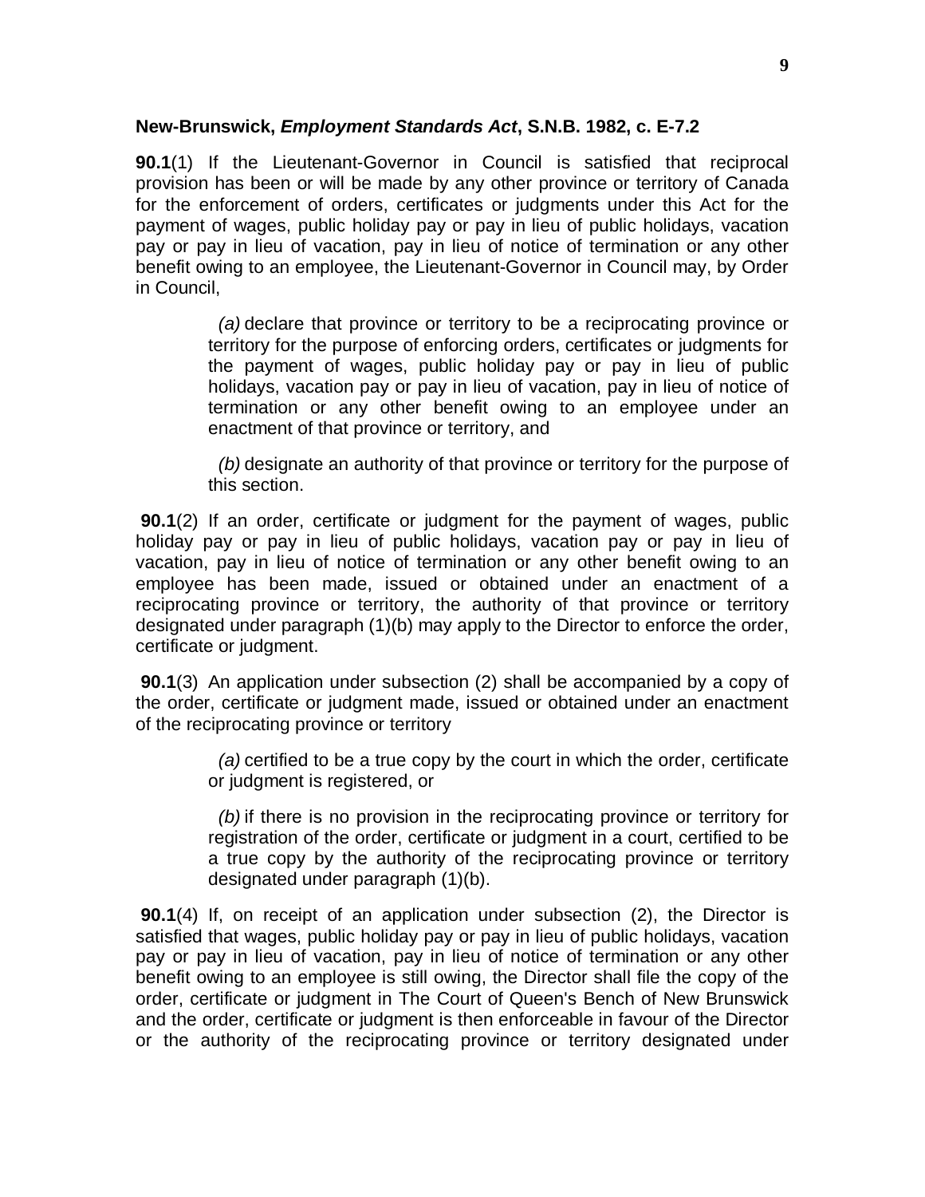**New-Brunswick, *Employment Standards Act*, S.N.B. 1982, c. E-7.2**

**90.1**(1) If the Lieutenant-Governor in Council is satisfied that reciprocal provision has been or will be made by any other province or territory of Canada for the enforcement of orders, certificates or judgments under this Act for the payment of wages, public holiday pay or pay in lieu of public holidays, vacation pay or pay in lieu of vacation, pay in lieu of notice of termination or any other benefit owing to an employee, the Lieutenant-Governor in Council may, by Order in Council,

> *(a)* declare that province or territory to be a reciprocating province or territory for the purpose of enforcing orders, certificates or judgments for the payment of wages, public holiday pay or pay in lieu of public holidays, vacation pay or pay in lieu of vacation, pay in lieu of notice of termination or any other benefit owing to an employee under an enactment of that province or territory, and
>
> *(b)* designate an authority of that province or territory for the purpose of this section.

**90.1**(2) If an order, certificate or judgment for the payment of wages, public holiday pay or pay in lieu of public holidays, vacation pay or pay in lieu of vacation, pay in lieu of notice of termination or any other benefit owing to an employee has been made, issued or obtained under an enactment of a reciprocating province or territory, the authority of that province or territory designated under paragraph (1)(b) may apply to the Director to enforce the order, certificate or judgment.

**90.1**(3) An application under subsection (2) shall be accompanied by a copy of the order, certificate or judgment made, issued or obtained under an enactment of the reciprocating province or territory

> *(a)* certified to be a true copy by the court in which the order, certificate or judgment is registered, or
>
> *(b)* if there is no provision in the reciprocating province or territory for registration of the order, certificate or judgment in a court, certified to be a true copy by the authority of the reciprocating province or territory designated under paragraph (1)(b).

**90.1**(4) If, on receipt of an application under subsection (2), the Director is satisfied that wages, public holiday pay or pay in lieu of public holidays, vacation pay or pay in lieu of vacation, pay in lieu of notice of termination or any other benefit owing to an employee is still owing, the Director shall file the copy of the order, certificate or judgment in The Court of Queen's Bench of New Brunswick and the order, certificate or judgment is then enforceable in favour of the Director or the authority of the reciprocating province or territory designated under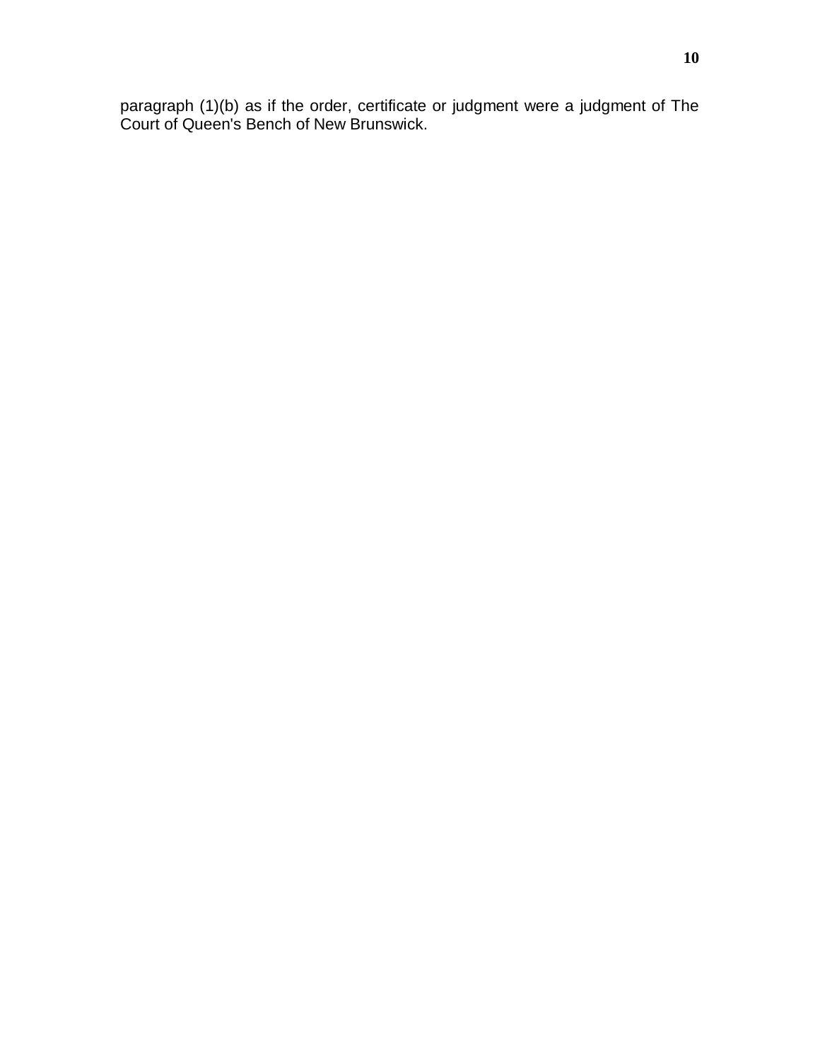paragraph (1)(b) as if the order, certificate or judgment were a judgment of The Court of Queen's Bench of New Brunswick.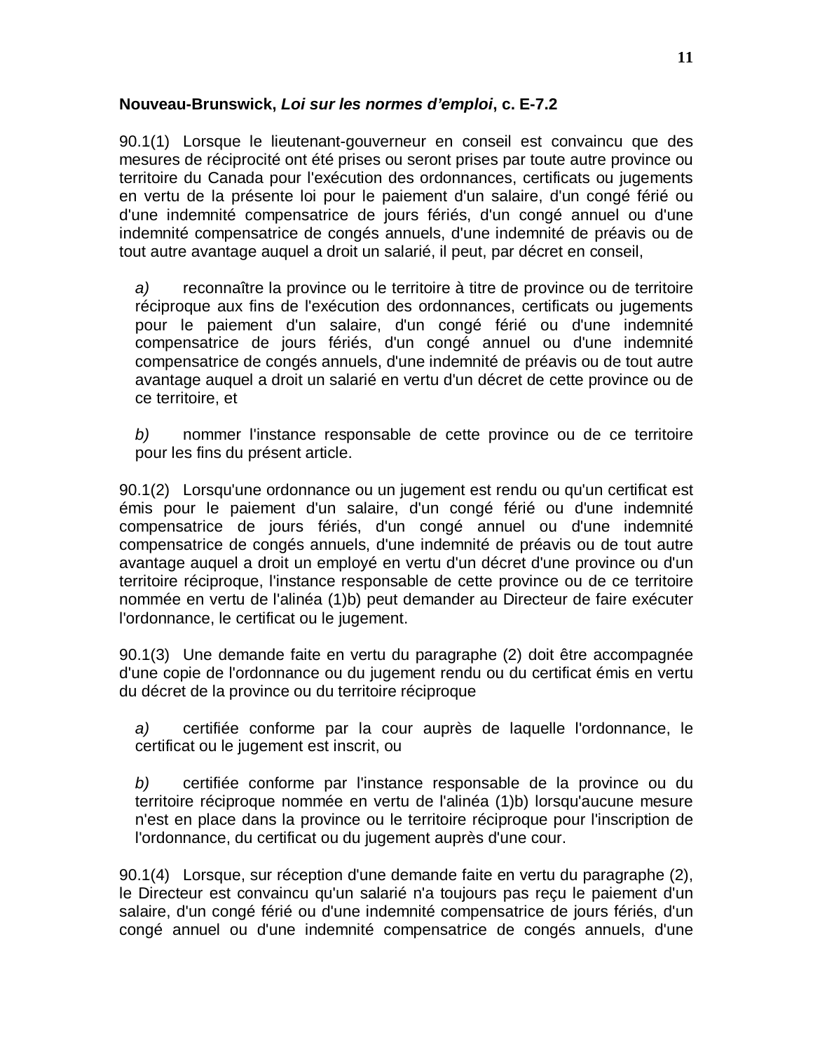**Nouveau-Brunswick, *Loi sur les normes d'emploi*, c. E-7.2**

90.1(1) Lorsque le lieutenant-gouverneur en conseil est convaincu que des mesures de réciprocité ont été prises ou seront prises par toute autre province ou territoire du Canada pour l'exécution des ordonnances, certificats ou jugements en vertu de la présente loi pour le paiement d'un salaire, d'un congé férié ou d'une indemnité compensatrice de jours fériés, d'un congé annuel ou d'une indemnité compensatrice de congés annuels, d'une indemnité de préavis ou de tout autre avantage auquel a droit un salarié, il peut, par décret en conseil,

*a)* reconnaître la province ou le territoire à titre de province ou de territoire réciproque aux fins de l'exécution des ordonnances, certificats ou jugements pour le paiement d'un salaire, d'un congé férié ou d'une indemnité compensatrice de jours fériés, d'un congé annuel ou d'une indemnité compensatrice de congés annuels, d'une indemnité de préavis ou de tout autre avantage auquel a droit un salarié en vertu d'un décret de cette province ou de ce territoire, et

*b)* nommer l'instance responsable de cette province ou de ce territoire pour les fins du présent article.

90.1(2) Lorsqu'une ordonnance ou un jugement est rendu ou qu'un certificat est émis pour le paiement d'un salaire, d'un congé férié ou d'une indemnité compensatrice de jours fériés, d'un congé annuel ou d'une indemnité compensatrice de congés annuels, d'une indemnité de préavis ou de tout autre avantage auquel a droit un employé en vertu d'un décret d'une province ou d'un territoire réciproque, l'instance responsable de cette province ou de ce territoire nommée en vertu de l'alinéa (1)b) peut demander au Directeur de faire exécuter l'ordonnance, le certificat ou le jugement.

90.1(3) Une demande faite en vertu du paragraphe (2) doit être accompagnée d'une copie de l'ordonnance ou du jugement rendu ou du certificat émis en vertu du décret de la province ou du territoire réciproque

*a)* certifiée conforme par la cour auprès de laquelle l'ordonnance, le certificat ou le jugement est inscrit, ou

*b)* certifiée conforme par l'instance responsable de la province ou du territoire réciproque nommée en vertu de l'alinéa (1)b) lorsqu'aucune mesure n'est en place dans la province ou le territoire réciproque pour l'inscription de l'ordonnance, du certificat ou du jugement auprès d'une cour.

90.1(4) Lorsque, sur réception d'une demande faite en vertu du paragraphe (2), le Directeur est convaincu qu'un salarié n'a toujours pas reçu le paiement d'un salaire, d'un congé férié ou d'une indemnité compensatrice de jours fériés, d'un congé annuel ou d'une indemnité compensatrice de congés annuels, d'une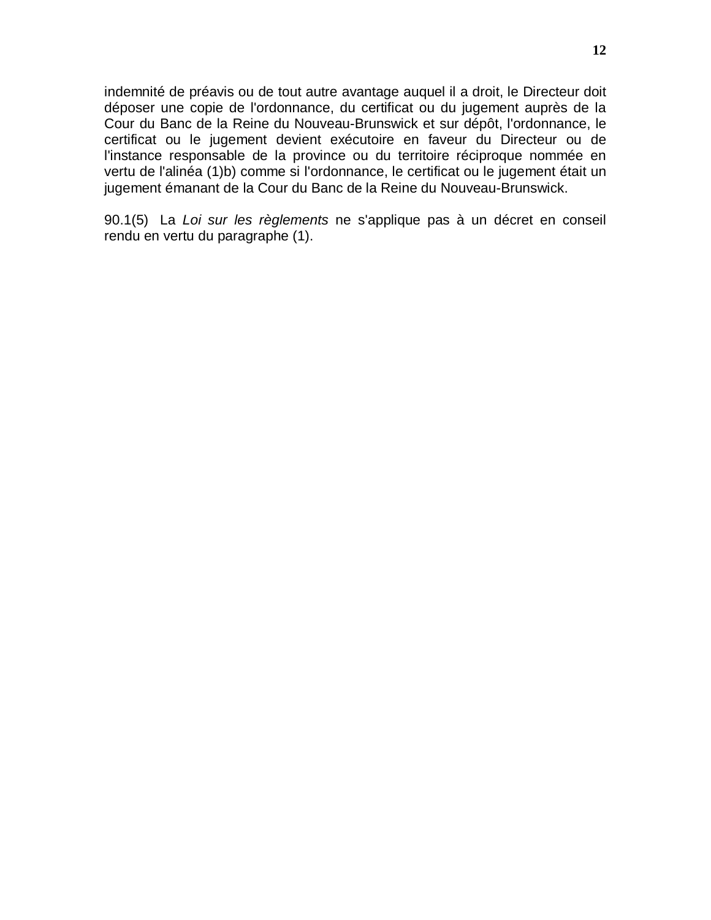indemnité de préavis ou de tout autre avantage auquel il a droit, le Directeur doit déposer une copie de l'ordonnance, du certificat ou du jugement auprès de la Cour du Banc de la Reine du Nouveau-Brunswick et sur dépôt, l'ordonnance, le certificat ou le jugement devient exécutoire en faveur du Directeur ou de l'instance responsable de la province ou du territoire réciproque nommée en vertu de l'alinéa (1)b) comme si l'ordonnance, le certificat ou le jugement était un jugement émanant de la Cour du Banc de la Reine du Nouveau-Brunswick.

90.1(5) La *Loi sur les règlements* ne s'applique pas à un décret en conseil rendu en vertu du paragraphe (1).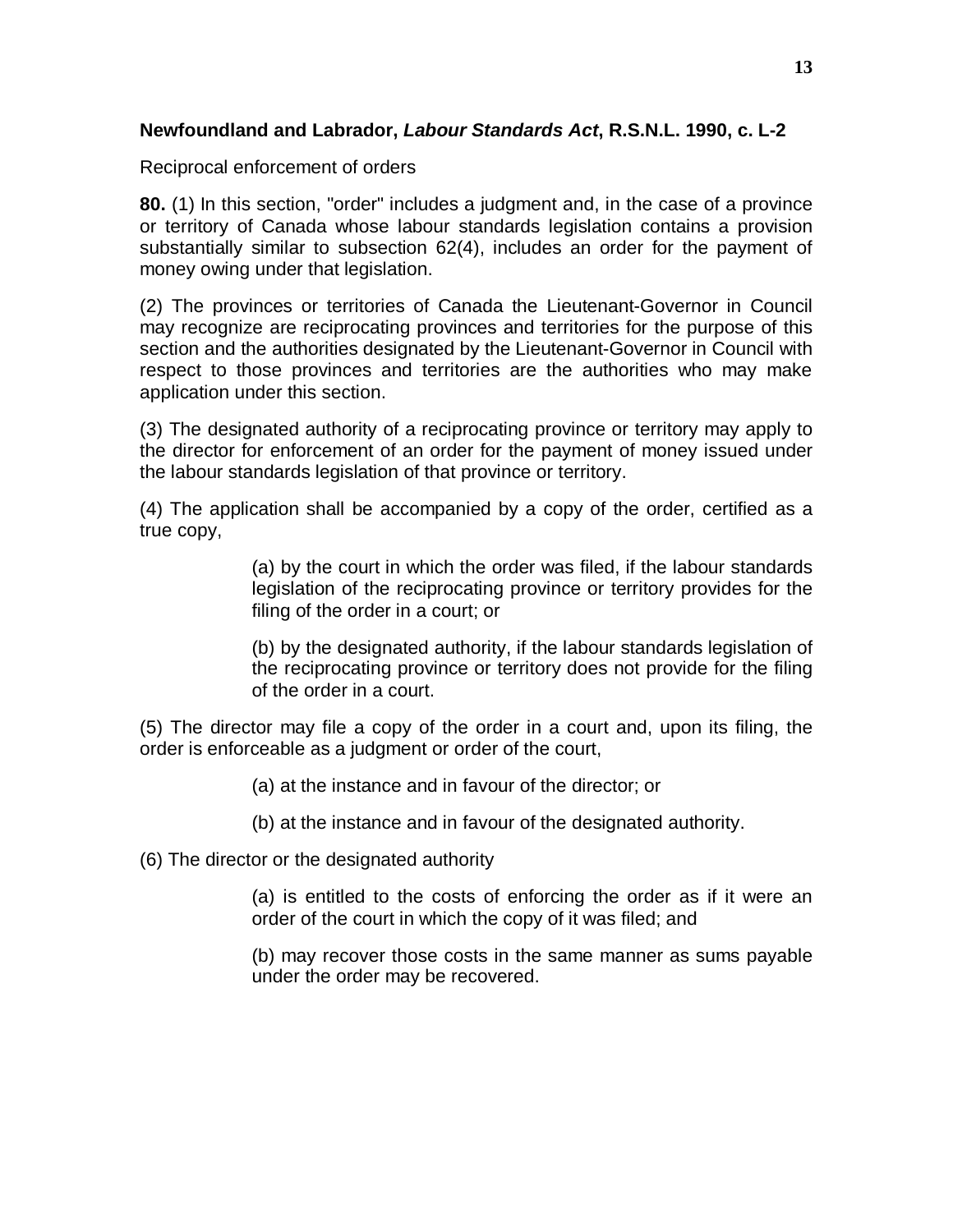**Newfoundland and Labrador, *Labour Standards Act*, R.S.N.L. 1990, c. L-2**

Reciprocal enforcement of orders

**80.** (1) In this section, "order" includes a judgment and, in the case of a province or territory of Canada whose labour standards legislation contains a provision substantially similar to subsection 62(4), includes an order for the payment of money owing under that legislation.

(2) The provinces or territories of Canada the Lieutenant-Governor in Council may recognize are reciprocating provinces and territories for the purpose of this section and the authorities designated by the Lieutenant-Governor in Council with respect to those provinces and territories are the authorities who may make application under this section.

(3) The designated authority of a reciprocating province or territory may apply to the director for enforcement of an order for the payment of money issued under the labour standards legislation of that province or territory.

(4) The application shall be accompanied by a copy of the order, certified as a true copy,

> (a) by the court in which the order was filed, if the labour standards legislation of the reciprocating province or territory provides for the filing of the order in a court; or
>
> (b) by the designated authority, if the labour standards legislation of the reciprocating province or territory does not provide for the filing of the order in a court.

(5) The director may file a copy of the order in a court and, upon its filing, the order is enforceable as a judgment or order of the court,

> (a) at the instance and in favour of the director; or
>
> (b) at the instance and in favour of the designated authority.

(6) The director or the designated authority

> (a) is entitled to the costs of enforcing the order as if it were an order of the court in which the copy of it was filed; and
>
> (b) may recover those costs in the same manner as sums payable under the order may be recovered.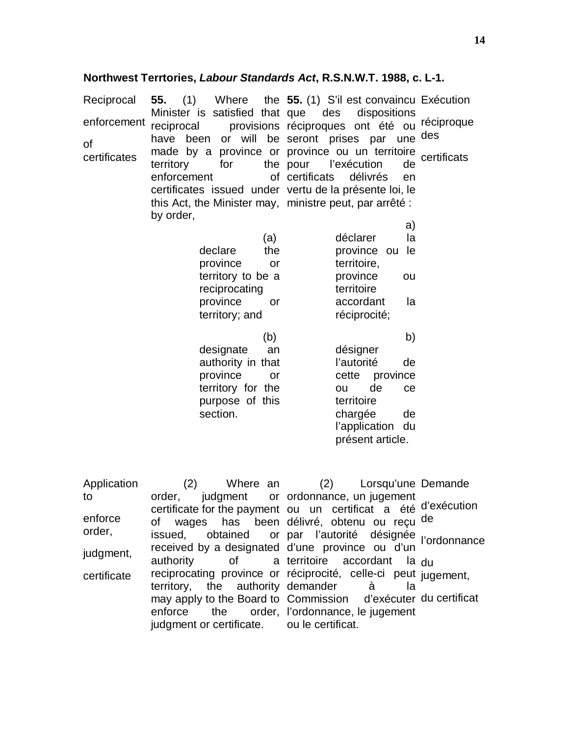**Northwest Terrtories, *Labour Standards Act*, R.S.N.W.T. 1988, c. L-1.**

| | | | |
|---|---|---|---|
| Reciprocal enforcement of certificates | **55.** (1) Where the Minister is satisfied that reciprocal provisions have been or will be made by a province or territory for the enforcement of certificates issued under this Act, the Minister may, by order, | **55.** (1) S'il est convaincu que des dispositions réciproques ont été ou seront prises par une province ou un territoire pour l'exécution de certificats délivrés en vertu de la présente loi, le ministre peut, par arrêté : | Exécution réciproque des certificats |
| | (a) declare the province or territory to be a reciprocating province or territory; and | a) déclarer la province ou le territoire, province ou territoire accordant la réciprocité; | |
| | (b) designate an authority in that province or territory for the purpose of this section. | b) désigner l'autorité de cette province ou de ce territoire chargée de l'application du présent article. | |
| Application to enforce order, judgment, certificate | (2) Where an order, judgment or certificate for the payment of wages has been issued, obtained or received by a designated authority of a reciprocating province or territory, the authority may apply to the Board to enforce the order, judgment or certificate. | (2) Lorsqu'une ordonnance, un jugement ou un certificat a été délivré, obtenu ou reçu par l'autorité désignée d'une province ou d'un territoire accordant la réciprocité, celle-ci peut demander à la Commission d'exécuter l'ordonnance, le jugement ou le certificat. | Demande d'exécution de l'ordonnance du jugement, du certificat |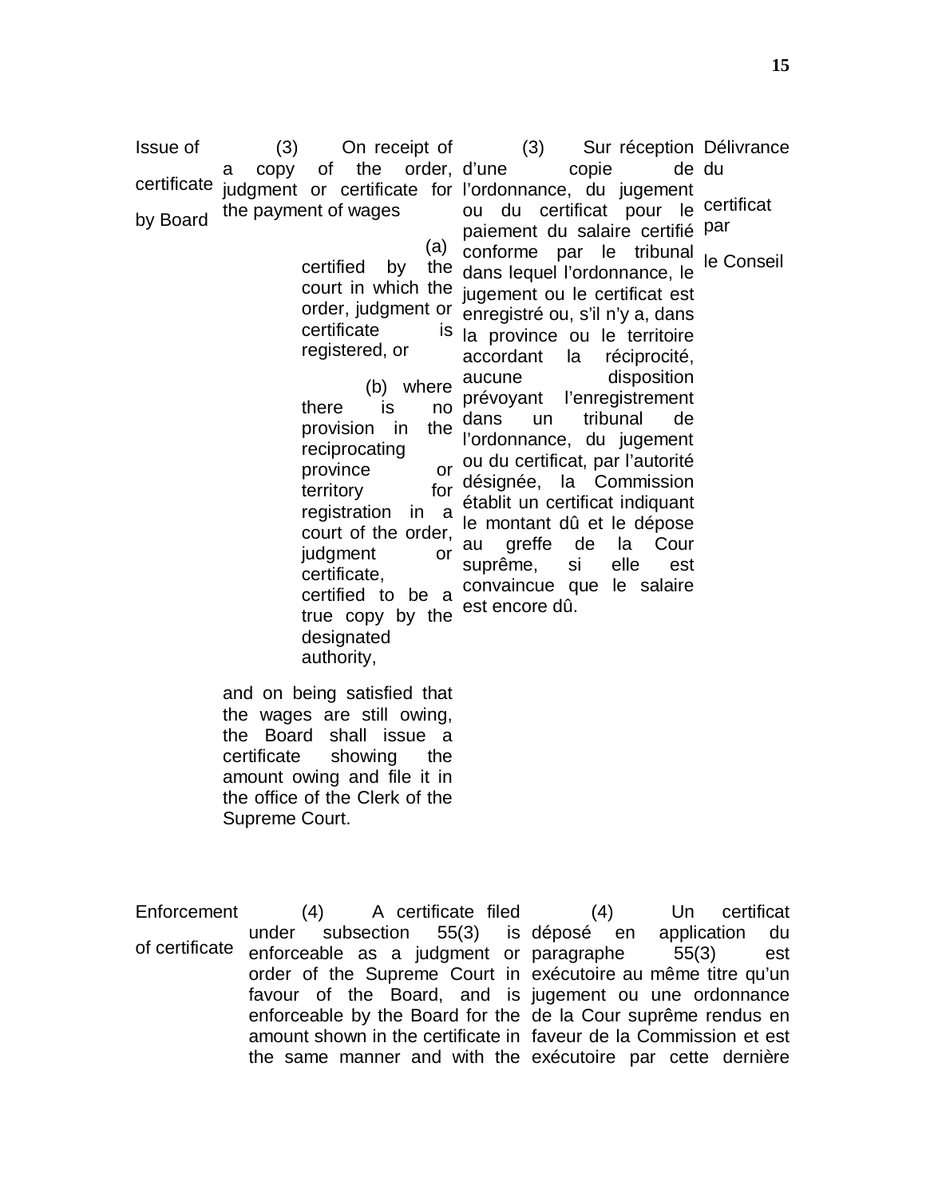**Issue of certificate by Board**

(3) On receipt of a copy of the order, judgment or certificate for the payment of wages

(a) certified by the court in which the order, judgment or certificate is registered, or

(b) where there is no provision in the reciprocating province or territory for registration in a court of the order, judgment or certificate, certified to be a true copy by the designated authority,

and on being satisfied that the wages are still owing, the Board shall issue a certificate showing the amount owing and file it in the office of the Clerk of the Supreme Court.

**Délivrance du certificat par le Conseil**

(3) Sur réception d'une copie de l'ordonnance, du jugement ou du certificat pour le paiement du salaire certifié conforme par le tribunal dans lequel l'ordonnance, le jugement ou le certificat est enregistré ou, s'il n'y a, dans la province ou le territoire accordant la réciprocité, aucune disposition prévoyant l'enregistrement dans un tribunal de l'ordonnance, du jugement ou du certificat, par l'autorité désignée, la Commission établit un certificat indiquant le montant dû et le dépose au greffe de la Cour suprême, si elle est convaincue que le salaire est encore dû.

**Enforcement of certificate**

(4) A certificate filed under subsection 55(3) is enforceable as a judgment or order of the Supreme Court in favour of the Board, and is enforceable by the Board for the amount shown in the certificate in the same manner and with the

(4) Un certificat déposé en application du paragraphe 55(3) est exécutoire au même titre qu'un jugement ou une ordonnance de la Cour suprême rendus en faveur de la Commission et est exécutoire par cette dernière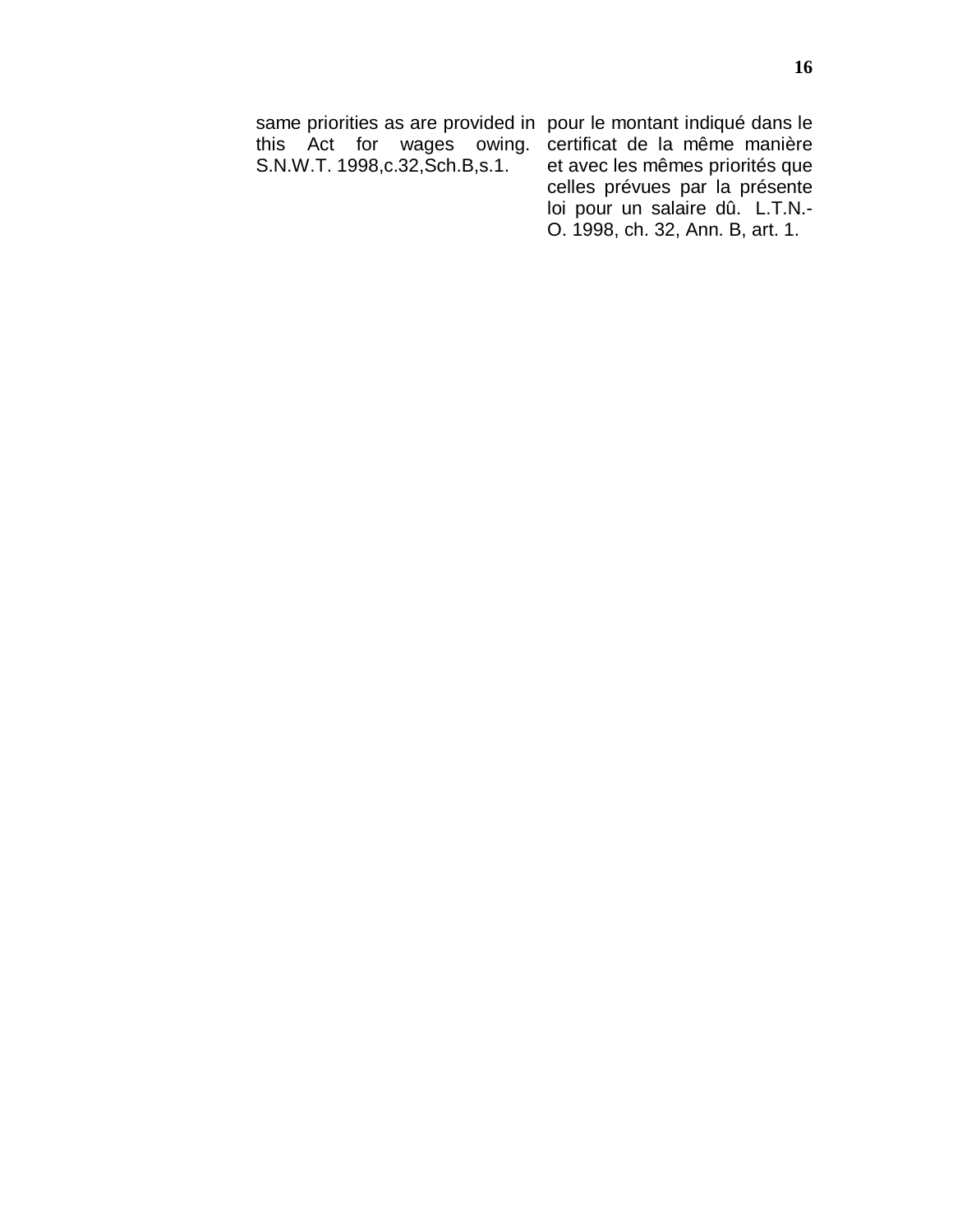same priorities as are provided in this Act for wages owing. S.N.W.T. 1998,c.32,Sch.B,s.1.

pour le montant indiqué dans le certificat de la même manière et avec les mêmes priorités que celles prévues par la présente loi pour un salaire dû. L.T.N.-O. 1998, ch. 32, Ann. B, art. 1.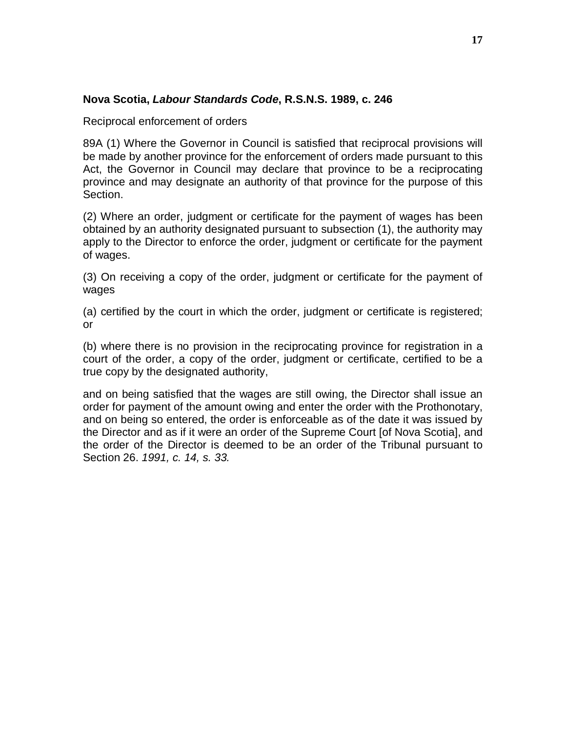**Nova Scotia, *Labour Standards Code*, R.S.N.S. 1989, c. 246**

Reciprocal enforcement of orders

89A (1) Where the Governor in Council is satisfied that reciprocal provisions will be made by another province for the enforcement of orders made pursuant to this Act, the Governor in Council may declare that province to be a reciprocating province and may designate an authority of that province for the purpose of this Section.

(2) Where an order, judgment or certificate for the payment of wages has been obtained by an authority designated pursuant to subsection (1), the authority may apply to the Director to enforce the order, judgment or certificate for the payment of wages.

(3) On receiving a copy of the order, judgment or certificate for the payment of wages

(a) certified by the court in which the order, judgment or certificate is registered; or

(b) where there is no provision in the reciprocating province for registration in a court of the order, a copy of the order, judgment or certificate, certified to be a true copy by the designated authority,

and on being satisfied that the wages are still owing, the Director shall issue an order for payment of the amount owing and enter the order with the Prothonotary, and on being so entered, the order is enforceable as of the date it was issued by the Director and as if it were an order of the Supreme Court [of Nova Scotia], and the order of the Director is deemed to be an order of the Tribunal pursuant to Section 26. *1991, c. 14, s. 33.*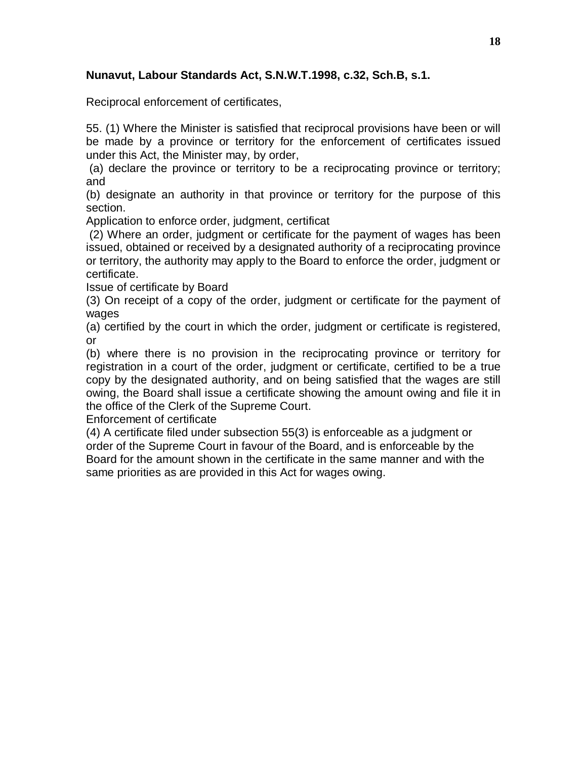**Nunavut, Labour Standards Act, S.N.W.T.1998, c.32, Sch.B, s.1.**

Reciprocal enforcement of certificates,

55. (1) Where the Minister is satisfied that reciprocal provisions have been or will be made by a province or territory for the enforcement of certificates issued under this Act, the Minister may, by order,

(a) declare the province or territory to be a reciprocating province or territory; and

(b) designate an authority in that province or territory for the purpose of this section.

Application to enforce order, judgment, certificat

(2) Where an order, judgment or certificate for the payment of wages has been issued, obtained or received by a designated authority of a reciprocating province or territory, the authority may apply to the Board to enforce the order, judgment or certificate.

Issue of certificate by Board

(3) On receipt of a copy of the order, judgment or certificate for the payment of wages

(a) certified by the court in which the order, judgment or certificate is registered, or

(b) where there is no provision in the reciprocating province or territory for registration in a court of the order, judgment or certificate, certified to be a true copy by the designated authority, and on being satisfied that the wages are still owing, the Board shall issue a certificate showing the amount owing and file it in the office of the Clerk of the Supreme Court.

Enforcement of certificate

(4) A certificate filed under subsection 55(3) is enforceable as a judgment or order of the Supreme Court in favour of the Board, and is enforceable by the Board for the amount shown in the certificate in the same manner and with the same priorities as are provided in this Act for wages owing.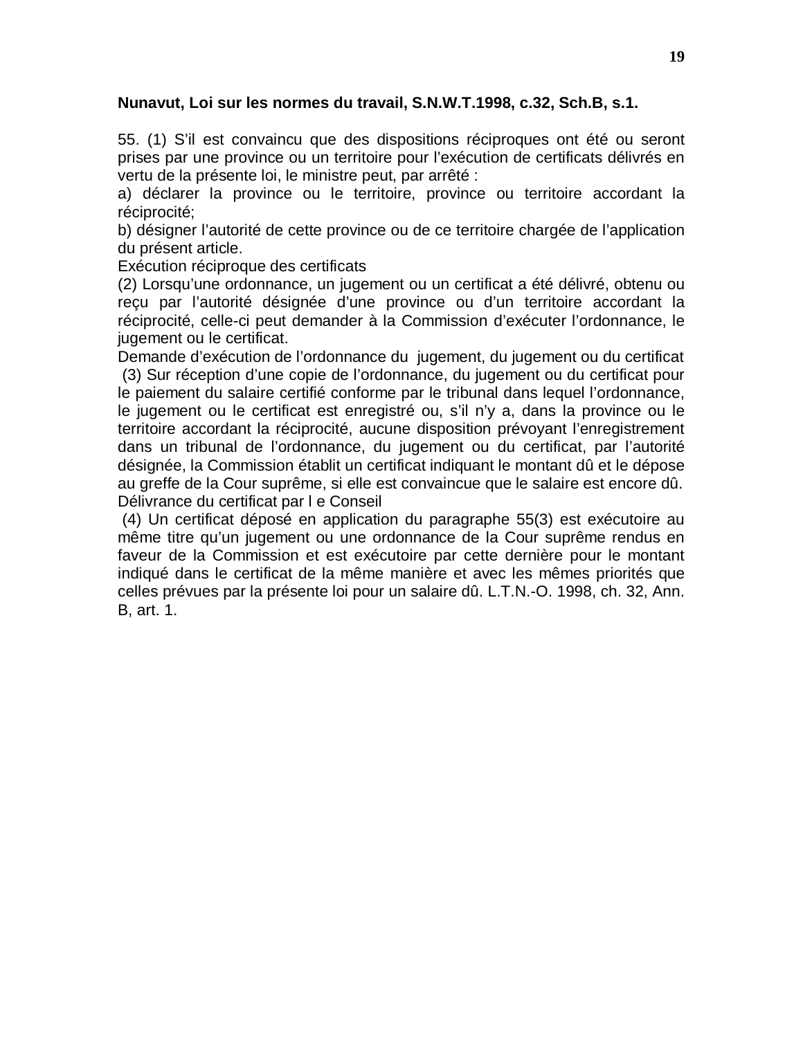**Nunavut, Loi sur les normes du travail, S.N.W.T.1998, c.32, Sch.B, s.1.**

55. (1) S'il est convaincu que des dispositions réciproques ont été ou seront prises par une province ou un territoire pour l'exécution de certificats délivrés en vertu de la présente loi, le ministre peut, par arrêté :

a) déclarer la province ou le territoire, province ou territoire accordant la réciprocité;

b) désigner l'autorité de cette province ou de ce territoire chargée de l'application du présent article.

Exécution réciproque des certificats

(2) Lorsqu'une ordonnance, un jugement ou un certificat a été délivré, obtenu ou reçu par l'autorité désignée d'une province ou d'un territoire accordant la réciprocité, celle-ci peut demander à la Commission d'exécuter l'ordonnance, le jugement ou le certificat.

Demande d'exécution de l'ordonnance du jugement, du jugement ou du certificat

(3) Sur réception d'une copie de l'ordonnance, du jugement ou du certificat pour le paiement du salaire certifié conforme par le tribunal dans lequel l'ordonnance, le jugement ou le certificat est enregistré ou, s'il n'y a, dans la province ou le territoire accordant la réciprocité, aucune disposition prévoyant l'enregistrement dans un tribunal de l'ordonnance, du jugement ou du certificat, par l'autorité désignée, la Commission établit un certificat indiquant le montant dû et le dépose au greffe de la Cour suprême, si elle est convaincue que le salaire est encore dû.

Délivrance du certificat par l e Conseil

(4) Un certificat déposé en application du paragraphe 55(3) est exécutoire au même titre qu'un jugement ou une ordonnance de la Cour suprême rendus en faveur de la Commission et est exécutoire par cette dernière pour le montant indiqué dans le certificat de la même manière et avec les mêmes priorités que celles prévues par la présente loi pour un salaire dû. L.T.N.-O. 1998, ch. 32, Ann. B, art. 1.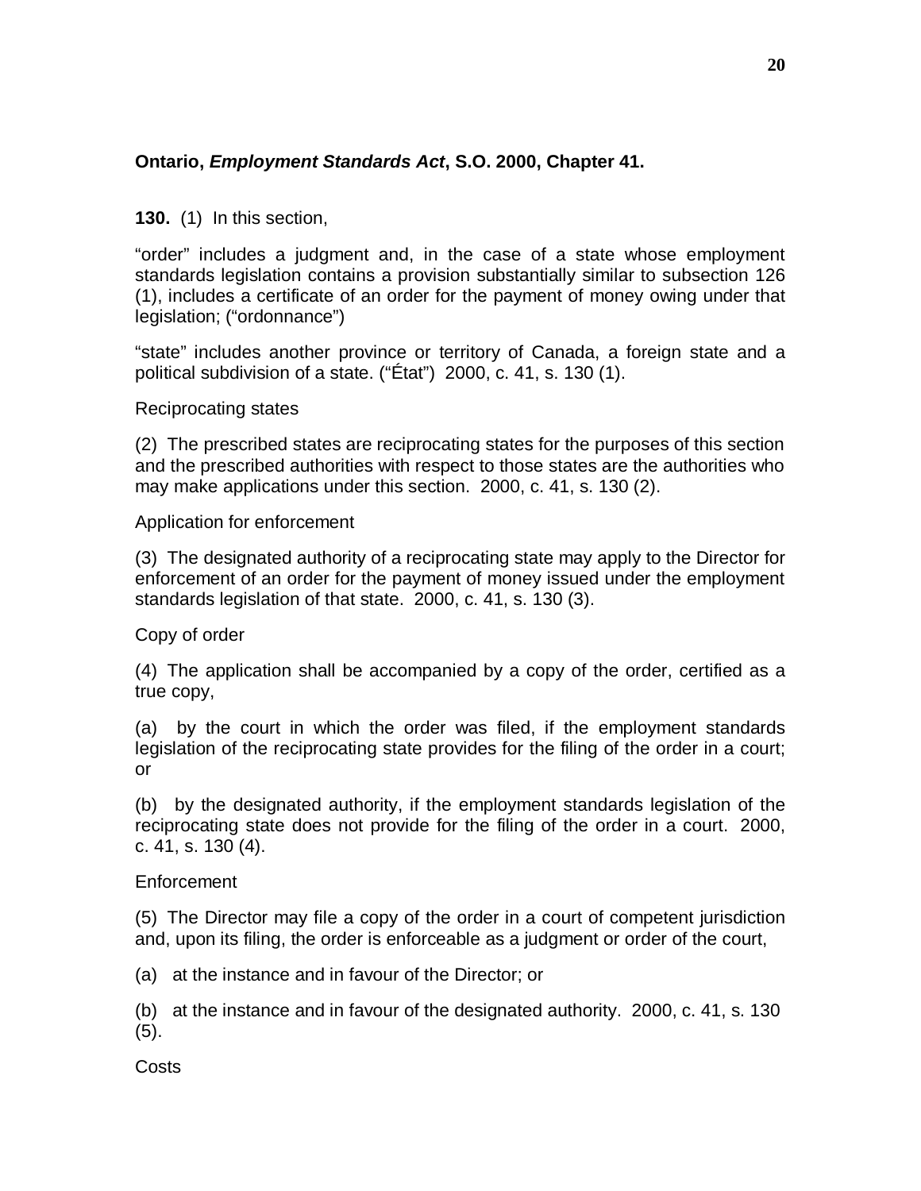**Ontario, *Employment Standards Act*, S.O. 2000, Chapter 41.**

**130.** (1) In this section,

"order" includes a judgment and, in the case of a state whose employment standards legislation contains a provision substantially similar to subsection 126 (1), includes a certificate of an order for the payment of money owing under that legislation; ("ordonnance")

"state" includes another province or territory of Canada, a foreign state and a political subdivision of a state. ("État") 2000, c. 41, s. 130 (1).

Reciprocating states

(2) The prescribed states are reciprocating states for the purposes of this section and the prescribed authorities with respect to those states are the authorities who may make applications under this section. 2000, c. 41, s. 130 (2).

Application for enforcement

(3) The designated authority of a reciprocating state may apply to the Director for enforcement of an order for the payment of money issued under the employment standards legislation of that state. 2000, c. 41, s. 130 (3).

Copy of order

(4) The application shall be accompanied by a copy of the order, certified as a true copy,

(a) by the court in which the order was filed, if the employment standards legislation of the reciprocating state provides for the filing of the order in a court; or

(b) by the designated authority, if the employment standards legislation of the reciprocating state does not provide for the filing of the order in a court. 2000, c. 41, s. 130 (4).

Enforcement

(5) The Director may file a copy of the order in a court of competent jurisdiction and, upon its filing, the order is enforceable as a judgment or order of the court,

(a) at the instance and in favour of the Director; or

(b) at the instance and in favour of the designated authority. 2000, c. 41, s. 130 (5).

Costs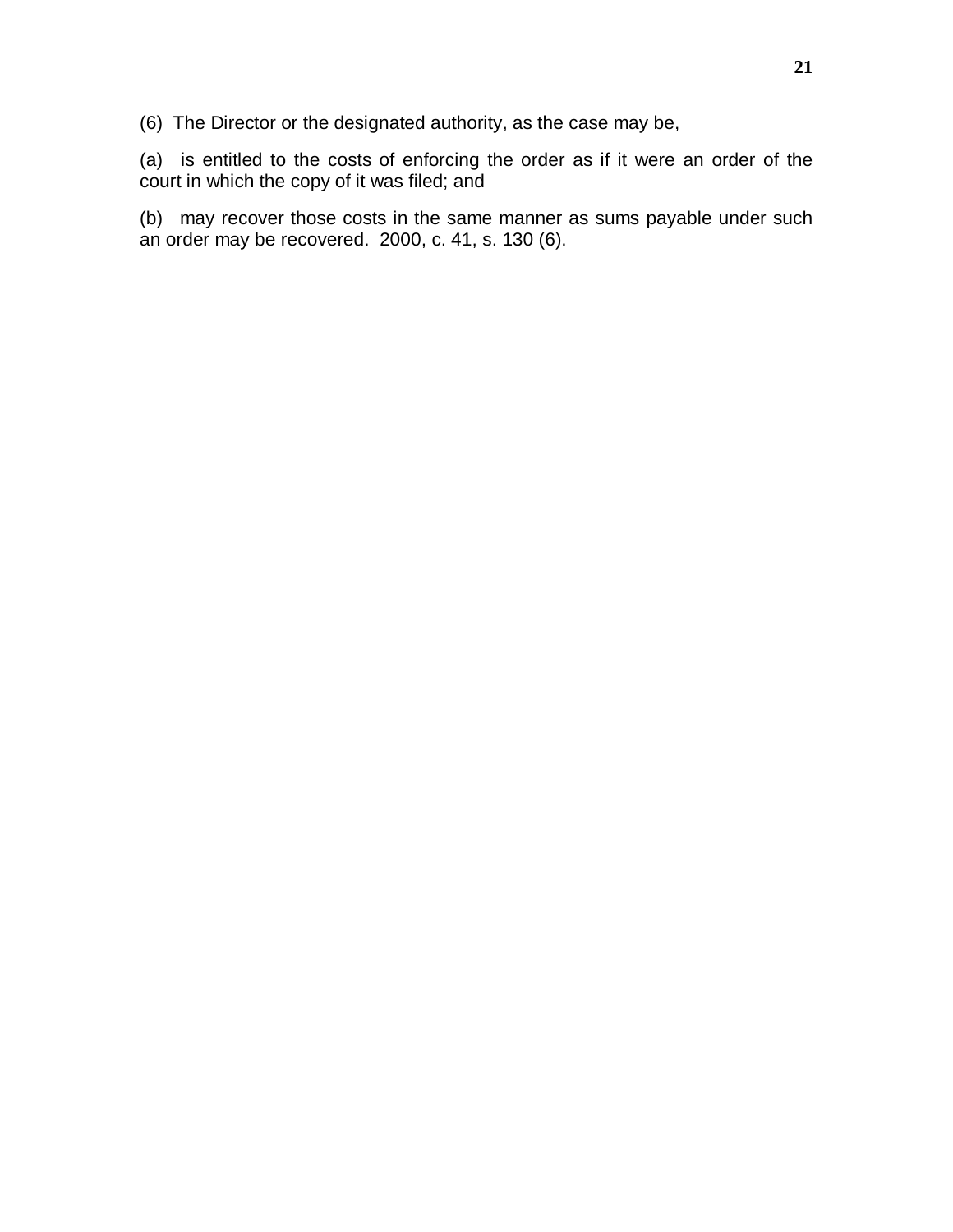(6) The Director or the designated authority, as the case may be,

(a) is entitled to the costs of enforcing the order as if it were an order of the court in which the copy of it was filed; and

(b) may recover those costs in the same manner as sums payable under such an order may be recovered. 2000, c. 41, s. 130 (6).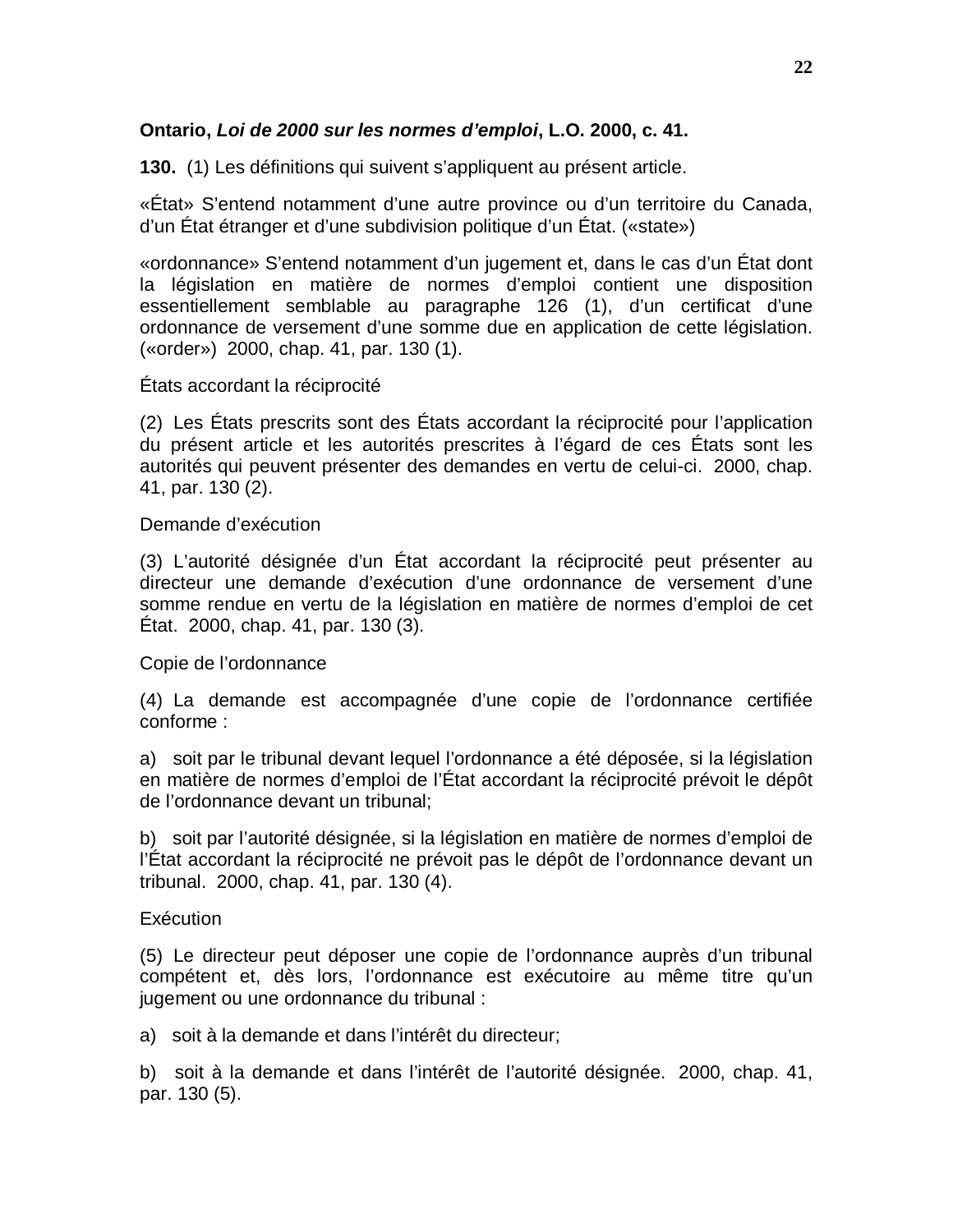**Ontario, *Loi de 2000 sur les normes d'emploi*, L.O. 2000, c. 41.**

**130.** (1) Les définitions qui suivent s'appliquent au présent article.

«État» S'entend notamment d'une autre province ou d'un territoire du Canada, d'un État étranger et d'une subdivision politique d'un État. («state»)

«ordonnance» S'entend notamment d'un jugement et, dans le cas d'un État dont la législation en matière de normes d'emploi contient une disposition essentiellement semblable au paragraphe 126 (1), d'un certificat d'une ordonnance de versement d'une somme due en application de cette législation. («order») 2000, chap. 41, par. 130 (1).

États accordant la réciprocité

(2) Les États prescrits sont des États accordant la réciprocité pour l'application du présent article et les autorités prescrites à l'égard de ces États sont les autorités qui peuvent présenter des demandes en vertu de celui-ci. 2000, chap. 41, par. 130 (2).

Demande d'exécution

(3) L'autorité désignée d'un État accordant la réciprocité peut présenter au directeur une demande d'exécution d'une ordonnance de versement d'une somme rendue en vertu de la législation en matière de normes d'emploi de cet État. 2000, chap. 41, par. 130 (3).

Copie de l'ordonnance

(4) La demande est accompagnée d'une copie de l'ordonnance certifiée conforme :

a) soit par le tribunal devant lequel l'ordonnance a été déposée, si la législation en matière de normes d'emploi de l'État accordant la réciprocité prévoit le dépôt de l'ordonnance devant un tribunal;

b) soit par l'autorité désignée, si la législation en matière de normes d'emploi de l'État accordant la réciprocité ne prévoit pas le dépôt de l'ordonnance devant un tribunal. 2000, chap. 41, par. 130 (4).

Exécution

(5) Le directeur peut déposer une copie de l'ordonnance auprès d'un tribunal compétent et, dès lors, l'ordonnance est exécutoire au même titre qu'un jugement ou une ordonnance du tribunal :

a) soit à la demande et dans l'intérêt du directeur;

b) soit à la demande et dans l'intérêt de l'autorité désignée. 2000, chap. 41, par. 130 (5).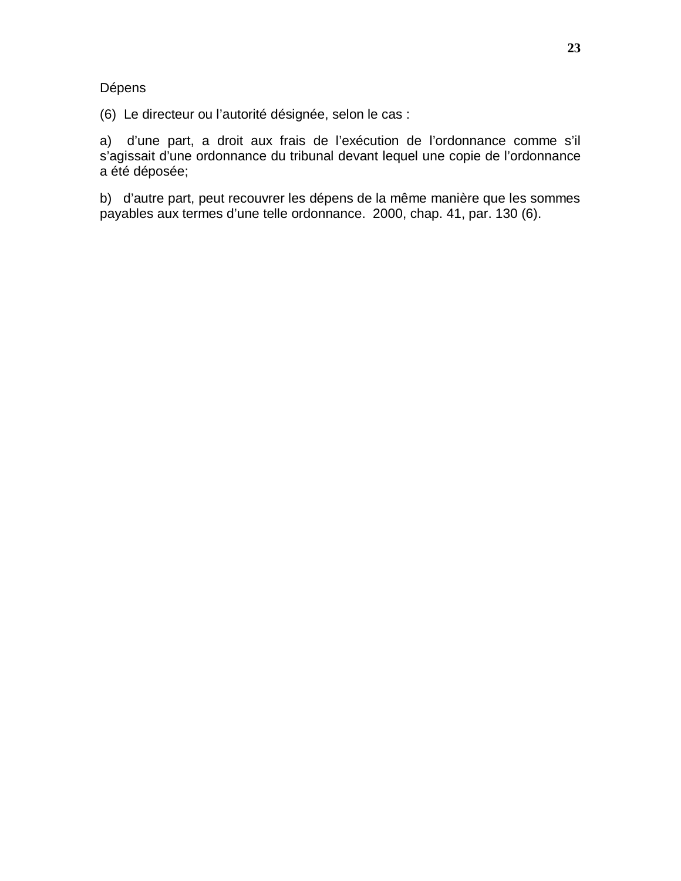Dépens

(6) Le directeur ou l’autorité désignée, selon le cas :

a) d’une part, a droit aux frais de l’exécution de l’ordonnance comme s’il s’agissait d’une ordonnance du tribunal devant lequel une copie de l’ordonnance a été déposée;

b) d’autre part, peut recouvrer les dépens de la même manière que les sommes payables aux termes d’une telle ordonnance. 2000, chap. 41, par. 130 (6).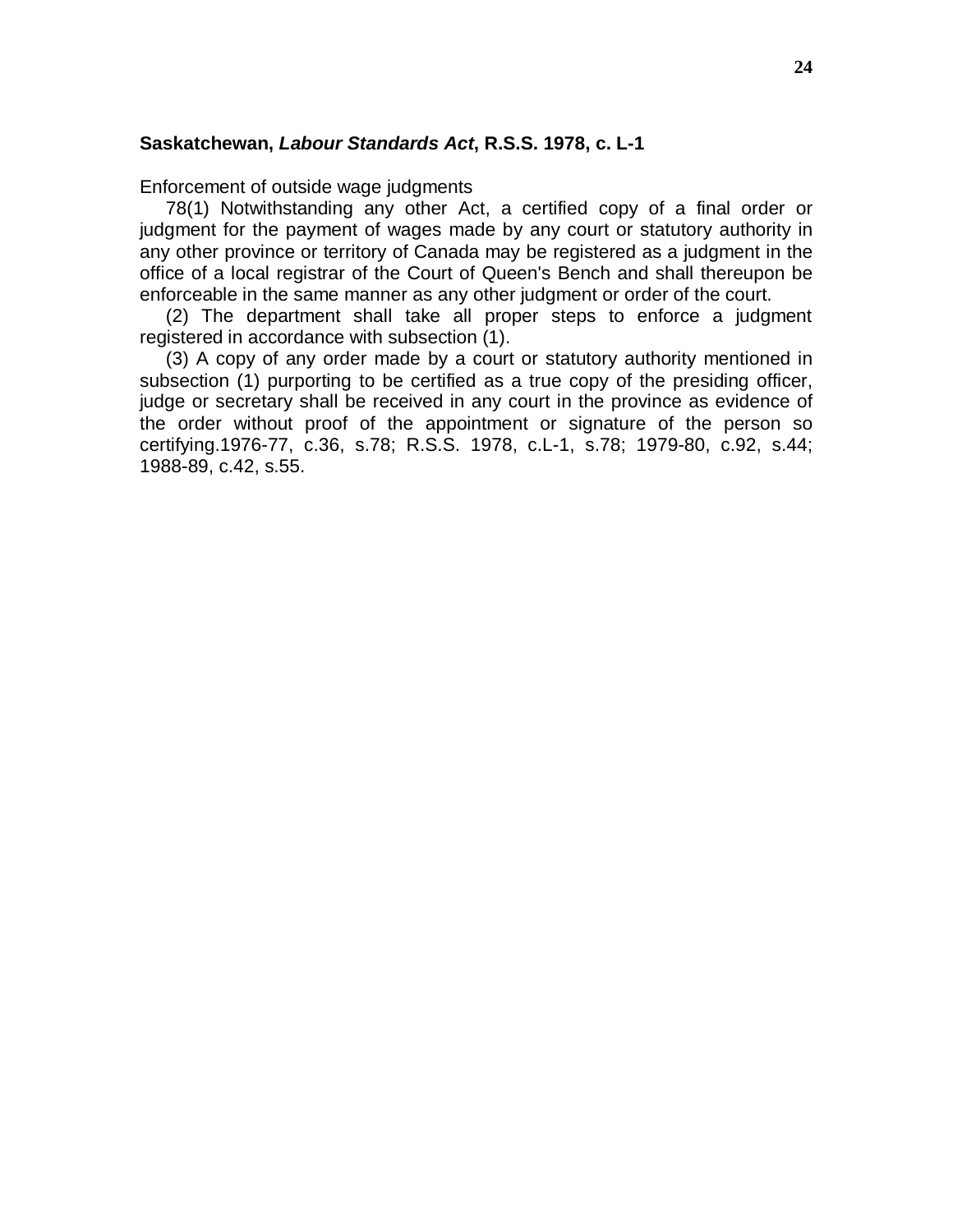**Saskatchewan, *Labour Standards Act*, R.S.S. 1978, c. L-1**

Enforcement of outside wage judgments

78(1) Notwithstanding any other Act, a certified copy of a final order or judgment for the payment of wages made by any court or statutory authority in any other province or territory of Canada may be registered as a judgment in the office of a local registrar of the Court of Queen's Bench and shall thereupon be enforceable in the same manner as any other judgment or order of the court.

(2) The department shall take all proper steps to enforce a judgment registered in accordance with subsection (1).

(3) A copy of any order made by a court or statutory authority mentioned in subsection (1) purporting to be certified as a true copy of the presiding officer, judge or secretary shall be received in any court in the province as evidence of the order without proof of the appointment or signature of the person so certifying.1976-77, c.36, s.78; R.S.S. 1978, c.L-1, s.78; 1979-80, c.92, s.44; 1988-89, c.42, s.55.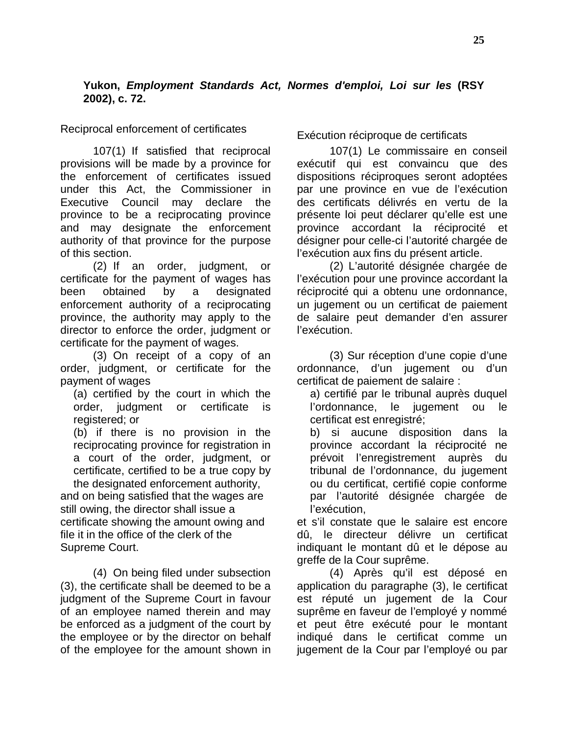**Yukon, *Employment Standards Act, Normes d'emploi, Loi sur les* (RSY 2002), c. 72.**

Reciprocal enforcement of certificates

107(1) If satisfied that reciprocal provisions will be made by a province for the enforcement of certificates issued under this Act, the Commissioner in Executive Council may declare the province to be a reciprocating province and may designate the enforcement authority of that province for the purpose of this section.

(2) If an order, judgment, or certificate for the payment of wages has been obtained by a designated enforcement authority of a reciprocating province, the authority may apply to the director to enforce the order, judgment or certificate for the payment of wages.

(3) On receipt of a copy of an order, judgment, or certificate for the payment of wages

(a) certified by the court in which the order, judgment or certificate is registered; or

(b) if there is no provision in the reciprocating province for registration in a court of the order, judgment, or certificate, certified to be a true copy by the designated enforcement authority,

and on being satisfied that the wages are still owing, the director shall issue a certificate showing the amount owing and file it in the office of the clerk of the Supreme Court.

(4) On being filed under subsection (3), the certificate shall be deemed to be a judgment of the Supreme Court in favour of an employee named therein and may be enforced as a judgment of the court by the employee or by the director on behalf of the employee for the amount shown in

Exécution réciproque de certificats

107(1) Le commissaire en conseil exécutif qui est convaincu que des dispositions réciproques seront adoptées par une province en vue de l'exécution des certificats délivrés en vertu de la présente loi peut déclarer qu'elle est une province accordant la réciprocité et désigner pour celle-ci l'autorité chargée de l'exécution aux fins du présent article.

(2) L'autorité désignée chargée de l'exécution pour une province accordant la réciprocité qui a obtenu une ordonnance, un jugement ou un certificat de paiement de salaire peut demander d'en assurer l'exécution.

(3) Sur réception d'une copie d'une ordonnance, d'un jugement ou d'un certificat de paiement de salaire :

a) certifié par le tribunal auprès duquel l'ordonnance, le jugement ou le certificat est enregistré;

b) si aucune disposition dans la province accordant la réciprocité ne prévoit l'enregistrement auprès du tribunal de l'ordonnance, du jugement ou du certificat, certifié copie conforme par l'autorité désignée chargée de l'exécution,

et s'il constate que le salaire est encore dû, le directeur délivre un certificat indiquant le montant dû et le dépose au greffe de la Cour suprême.

(4) Après qu'il est déposé en application du paragraphe (3), le certificat est réputé un jugement de la Cour suprême en faveur de l'employé y nommé et peut être exécuté pour le montant indiqué dans le certificat comme un jugement de la Cour par l'employé ou par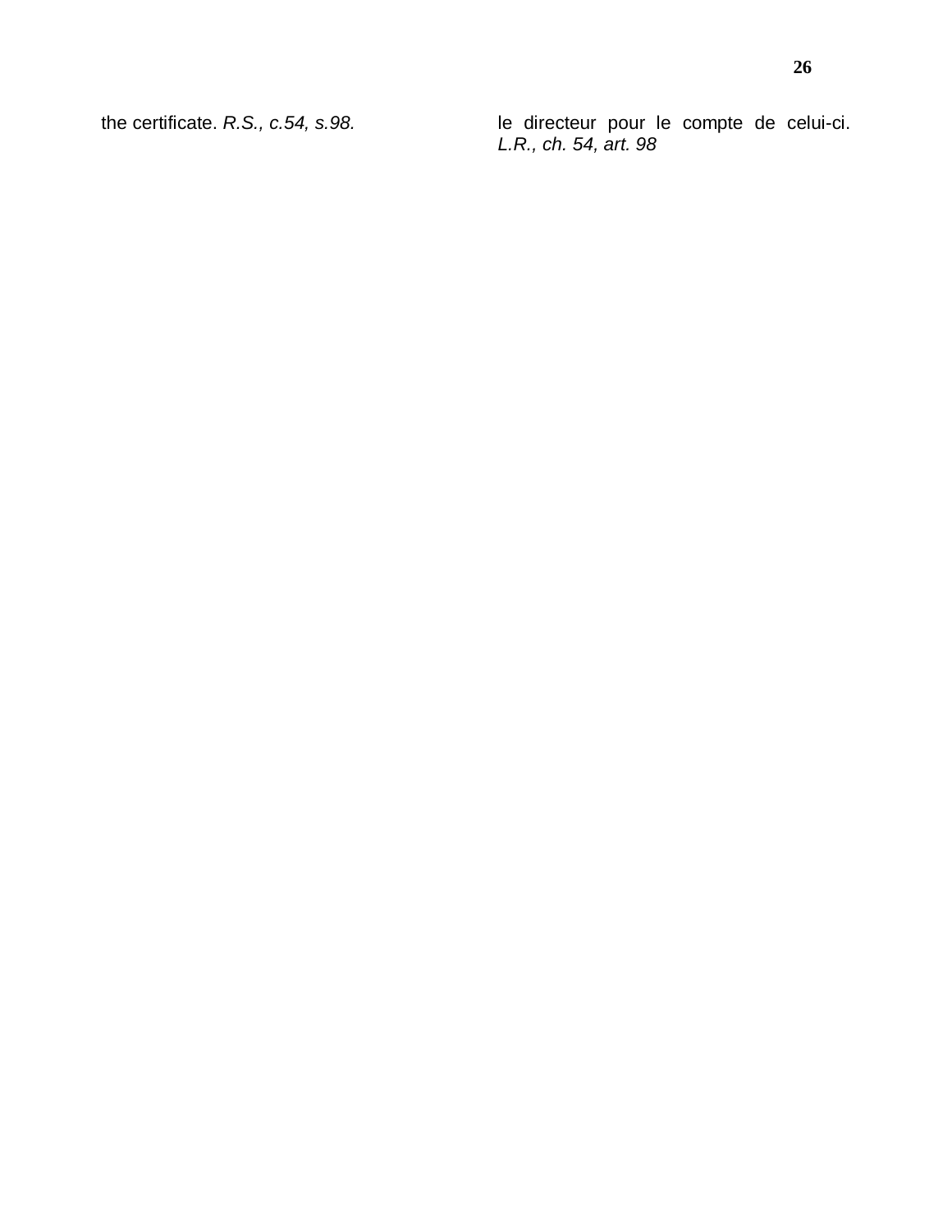the certificate. *R.S., c.54, s.98.*

le directeur pour le compte de celui-ci. *L.R., ch. 54, art. 98*